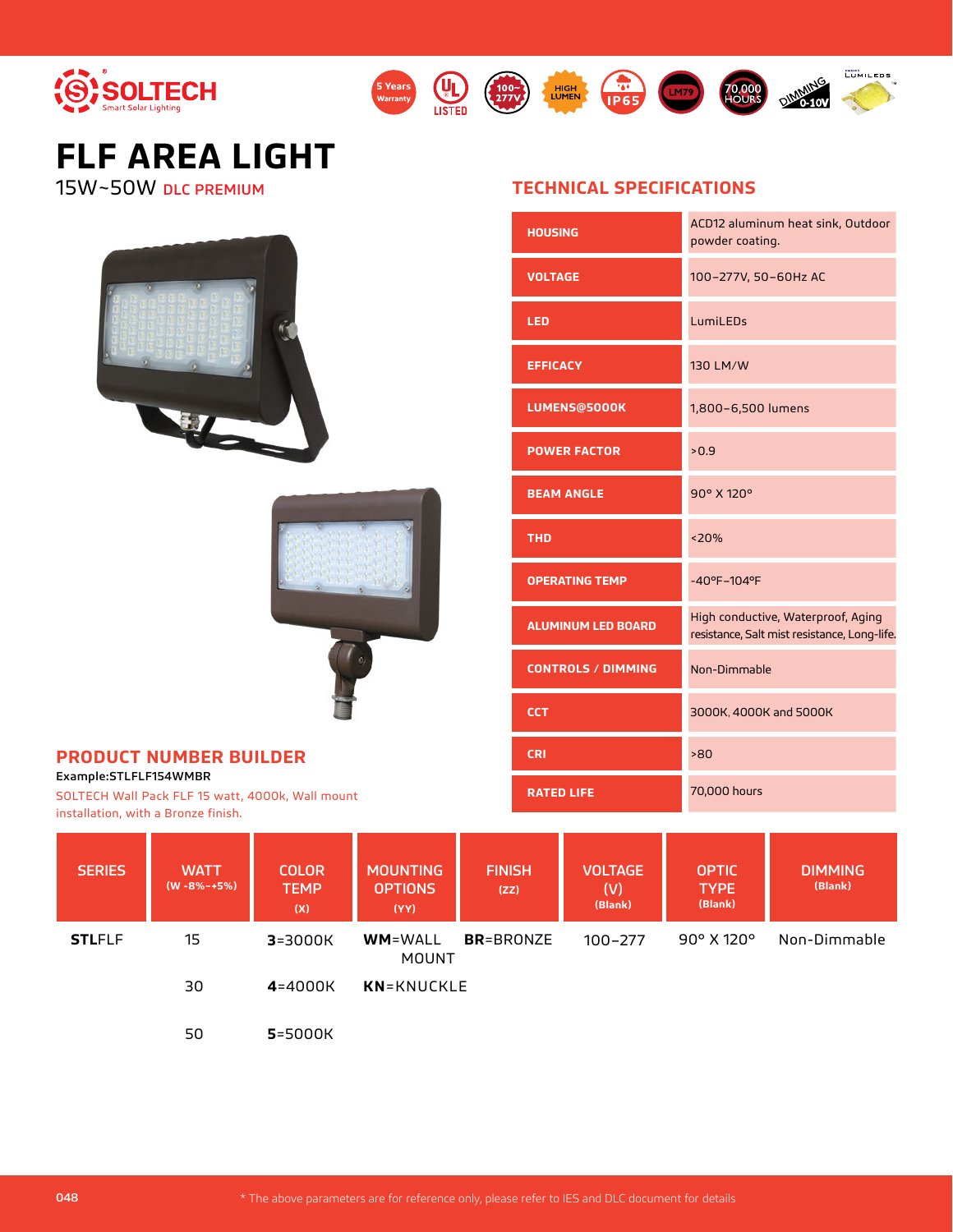# FLF AREA LIGHT

15W~50W **DLC PREMIUM**

## TECHNICAL SPECIFICATIONS

| | |
|---|---|
| HOUSING | ACD12 aluminum heat sink, Outdoor powder coating. |
| VOLTAGE | 100–277V, 50–60Hz AC |
| LED | LumiLEDs |
| EFFICACY | 130 LM/W |
| LUMENS@5000K | 1,800–6,500 lumens |
| POWER FACTOR | >0.9 |
| BEAM ANGLE | 90° X 120° |
| THD | <20% |
| OPERATING TEMP | -40°F–104°F |
| ALUMINUM LED BOARD | High conductive, Waterproof, Aging resistance, Salt mist resistance, Long-life. |
| CONTROLS / DIMMING | Non-Dimmable |
| CCT | 3000K, 4000K and 5000K |
| CRI | >80 |
| RATED LIFE | 70,000 hours |

## PRODUCT NUMBER BUILDER

**Example:STLFLF154WMBR**

SOLTECH Wall Pack FLF 15 watt, 4000k, Wall mount installation, with a Bronze finish.

| SERIES | WATT (W -8%~+5%) | COLOR TEMP (X) | MOUNTING OPTIONS (YY) | FINISH (ZZ) | VOLTAGE (V) (Blank) | OPTIC TYPE (Blank) | DIMMING (Blank) |
|---|---|---|---|---|---|---|---|
| **STL**FLF | 15 | **3**=3000K | **WM**=WALL MOUNT | **BR**=BRONZE | 100–277 | 90° X 120° | Non-Dimmable |
| | 30 | **4**=4000K | **KN**=KNUCKLE | | | | |
| | 50 | **5**=5000K | | | | | |

* The above parameters are for reference only, please refer to IES and DLC document for details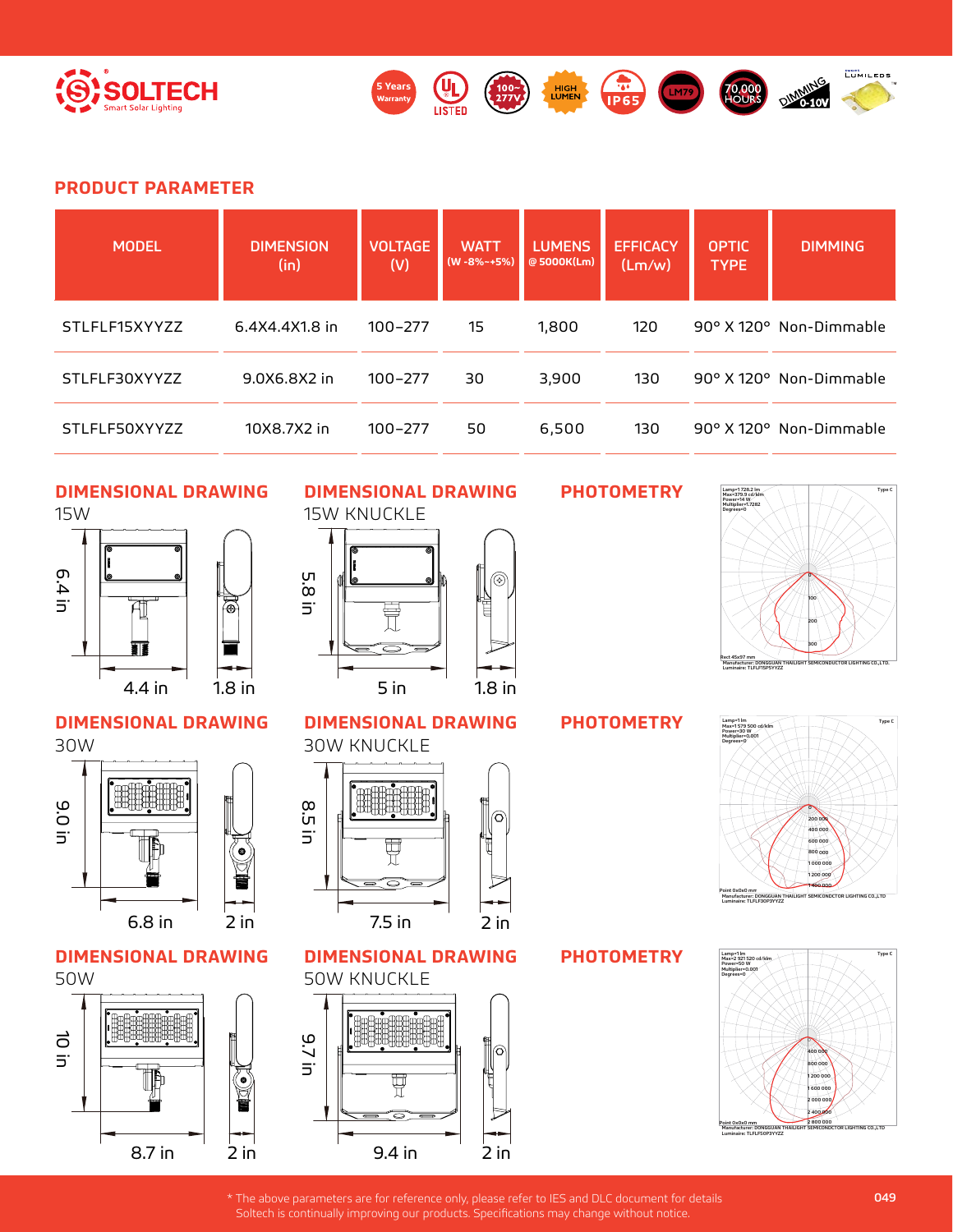SOLTECH
Smart Solar Lighting

5 Years Warranty · UL LISTED · 100~277V · HIGH LUMEN · IP65 · LM79 · 70,000 HOURS · DIMMING 0-10V · LUMILEDS

## PRODUCT PARAMETER

| MODEL | DIMENSION (in) | VOLTAGE (V) | WATT (W -8%~+5%) | LUMENS @ 5000K(Lm) | EFFICACY (Lm/w) | OPTIC TYPE | DIMMING |
|---|---|---|---|---|---|---|---|
| STLFLF15XYYZZ | 6.4X4.4X1.8 in | 100-277 | 15 | 1,800 | 120 | 90° X 120° | Non-Dimmable |
| STLFLF30XYYZZ | 9.0X6.8X2 in | 100-277 | 30 | 3,900 | 130 | 90° X 120° | Non-Dimmable |
| STLFLF50XYYZZ | 10X8.7X2 in | 100-277 | 50 | 6,500 | 130 | 90° X 120° | Non-Dimmable |

### DIMENSIONAL DRAWING
15W

6.4 in
4.4 in
1.8 in

### DIMENSIONAL DRAWING
15W KNUCKLE

5.8 in
5 in
1.8 in

### PHOTOMETRY

Lamp=1 728.2 lm
Max=379.9 cd/klm
Power=14 W
Multiplier=1.7282
Degrees=0
Type C
100
200
300
Rect 45x97 mm
Manufacturer: DONGGUAN THAILIGHT SEMICONDUCTOR LIGHTING CO.,LTD.
Luminaire: TLFLF15P5YYZZ

### DIMENSIONAL DRAWING
30W

9.0 in
6.8 in
2 in

### DIMENSIONAL DRAWING
30W KNUCKLE

8.5 in
7.5 in
2 in

### PHOTOMETRY

Lamp=1 lm
Max=1 579 500 cd/klm
Power=30 W
Multiplier=0.001
Degrees=0
Type C
200 000
400 000
600 000
800 000
1 000 000
1 200 000
1 400 000
Point 0x0x0 mm
Manufacturer: DONGGUAN THAILIGHT SEMICONDCTOR LIGHTING CO.,LTD
Luminaire: TLFLF30P3YYZZ

### DIMENSIONAL DRAWING
50W

10 in
8.7 in
2 in

### DIMENSIONAL DRAWING
50W KNUCKLE

9.7 in
9.4 in
2 in

### PHOTOMETRY

Lamp=1 lm
Max=2 921 520 cd/klm
Power=50 W
Multiplier=0.001
Degrees=0
Type C
400 000
800 000
1 200 000
1 600 000
2 000 000
2 400 000
2 800 000
Point 0x0x0 mm
Manufacturer: DONGGUAN THAILIGHT SEMICONDCTOR LIGHTING CO.,LTD
Luminaire: TLFLF50P3YYZZ

\* The above parameters are for reference only, please refer to IES and DLC document for details
Soltech is continually improving our products. Specifications may change without notice.